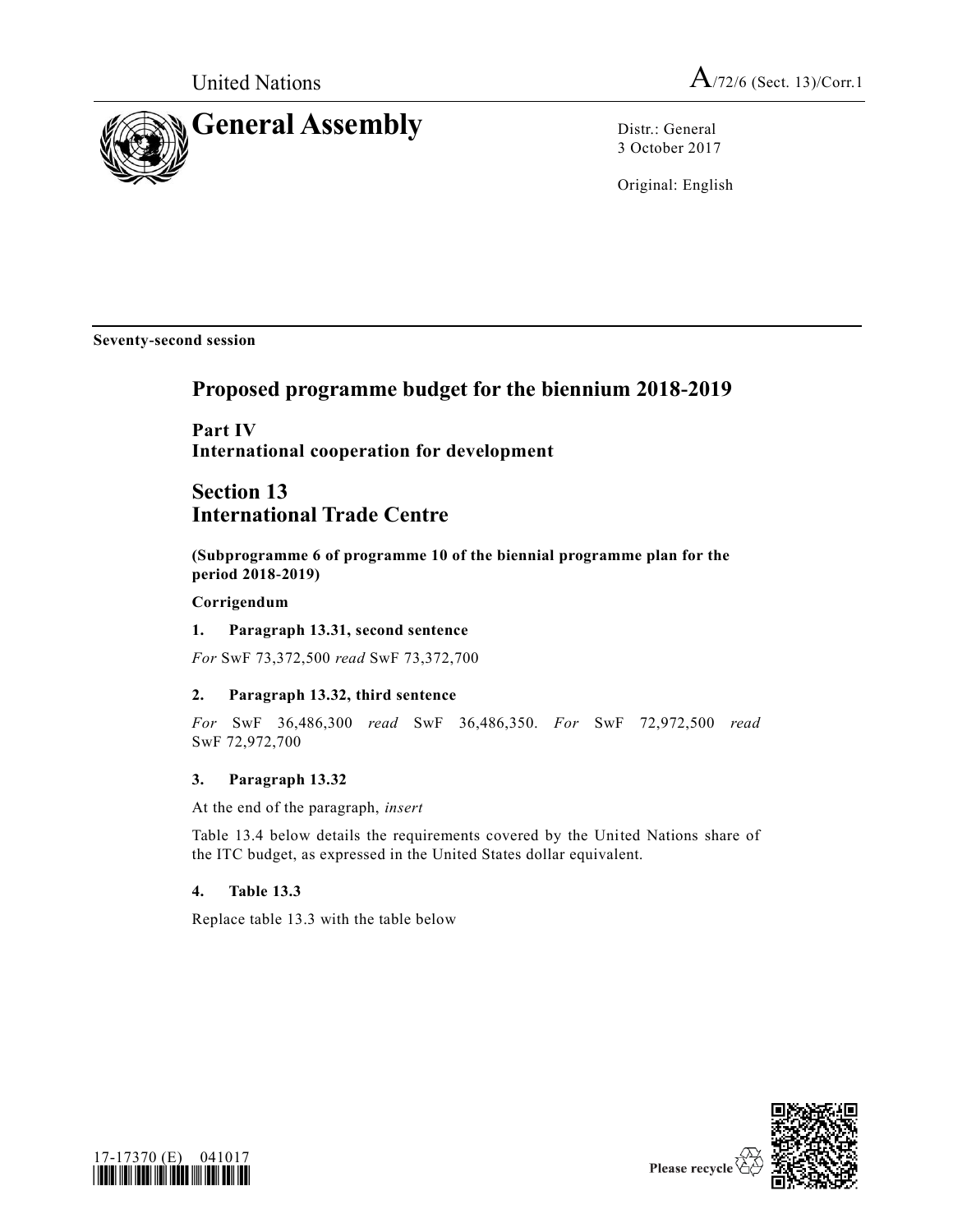United Nations

A/72/6 (Sect. 13)/Corr.1

# General Assembly

Distr.: General
3 October 2017

Original: English

**Seventy-second session**

## Proposed programme budget for the biennium 2018-2019

### Part IV
### International cooperation for development

### Section 13
### International Trade Centre

**(Subprogramme 6 of programme 10 of the biennial programme plan for the period 2018-2019)**

**Corrigendum**

**1. Paragraph 13.31, second sentence**

*For* SwF 73,372,500 *read* SwF 73,372,700

**2. Paragraph 13.32, third sentence**

*For* SwF 36,486,300 *read* SwF 36,486,350. *For* SwF 72,972,500 *read* SwF 72,972,700

**3. Paragraph 13.32**

At the end of the paragraph, *insert*

Table 13.4 below details the requirements covered by the United Nations share of the ITC budget, as expressed in the United States dollar equivalent.

**4. Table 13.3**

Replace table 13.3 with the table below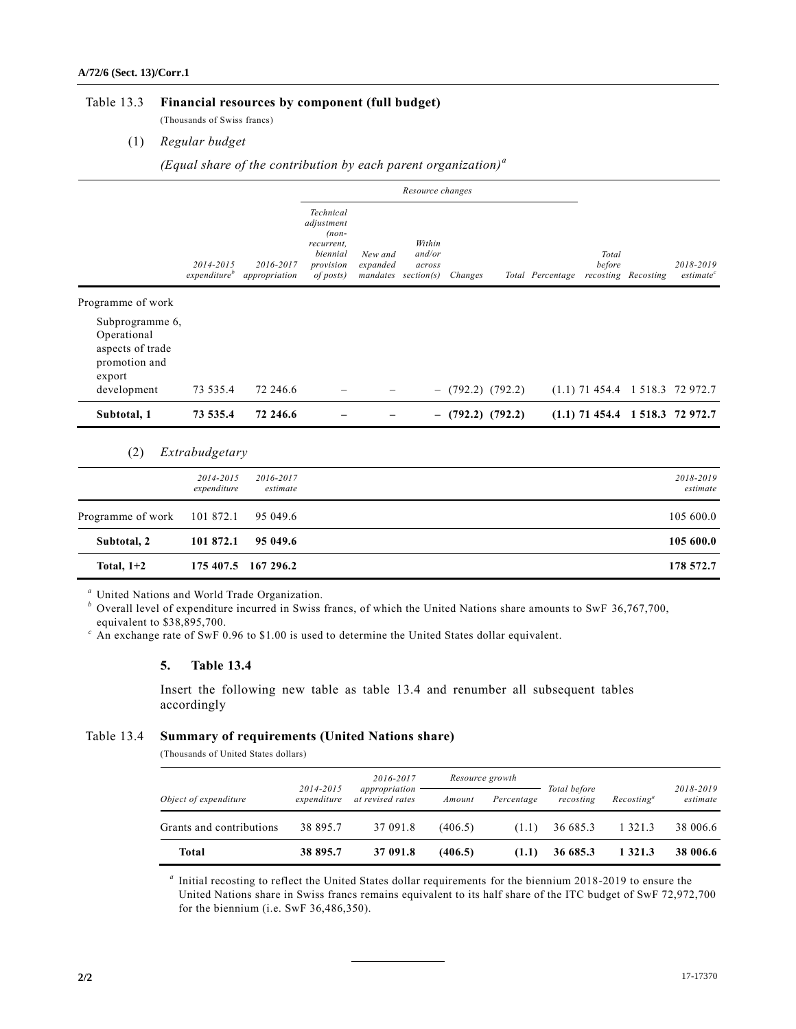Table 13.3 **Financial resources by component (full budget)**

(Thousands of Swiss francs)

(1) *Regular budget*

*(Equal share of the contribution by each parent organization)*[a]

| | 2014-2015 expenditure[b] | 2016-2017 appropriation | Resource changes | | | | | | Total before recosting | Recosting | 2018-2019 estimate[c] |
|---|---|---|---|---|---|---|---|---|---|---|---|
| | | | Technical adjustment (non-recurrent, biennial provision of posts) | New and expanded mandates | Within and/or across section(s) | Changes | Total | Percentage | | | |
| Programme of work | | | | | | | | | | | |
| Subprogramme 6, Operational aspects of trade promotion and export development | 73 535.4 | 72 246.6 | – | – | – | (792.2) | (792.2) | (1.1) | 71 454.4 | 1 518.3 | 72 972.7 |
| **Subtotal, 1** | **73 535.4** | **72 246.6** | **–** | **–** | **–** | **(792.2)** | **(792.2)** | **(1.1)** | **71 454.4** | **1 518.3** | **72 972.7** |

(2) *Extrabudgetary*

| | 2014-2015 expenditure | 2016-2017 estimate | 2018-2019 estimate |
|---|---|---|---|
| Programme of work | 101 872.1 | 95 049.6 | 105 600.0 |
| **Subtotal, 2** | **101 872.1** | **95 049.6** | **105 600.0** |
| **Total, 1+2** | **175 407.5** | **167 296.2** | **178 572.7** |

[a] United Nations and World Trade Organization.

[b] Overall level of expenditure incurred in Swiss francs, of which the United Nations share amounts to SwF 36,767,700, equivalent to $38,895,700.

[c] An exchange rate of SwF 0.96 to $1.00 is used to determine the United States dollar equivalent.

## 5. Table 13.4

Insert the following new table as table 13.4 and renumber all subsequent tables accordingly

Table 13.4 **Summary of requirements (United Nations share)**

(Thousands of United States dollars)

| Object of expenditure | 2014-2015 expenditure | 2016-2017 appropriation at revised rates | Resource growth | | Total before recosting | Recosting[a] | 2018-2019 estimate |
|---|---|---|---|---|---|---|---|
| | | | Amount | Percentage | | | |
| Grants and contributions | 38 895.7 | 37 091.8 | (406.5) | (1.1) | 36 685.3 | 1 321.3 | 38 006.6 |
| **Total** | **38 895.7** | **37 091.8** | **(406.5)** | **(1.1)** | **36 685.3** | **1 321.3** | **38 006.6** |

[a] Initial recosting to reflect the United States dollar requirements for the biennium 2018-2019 to ensure the United Nations share in Swiss francs remains equivalent to its half share of the ITC budget of SwF 72,972,700 for the biennium (i.e. SwF 36,486,350).